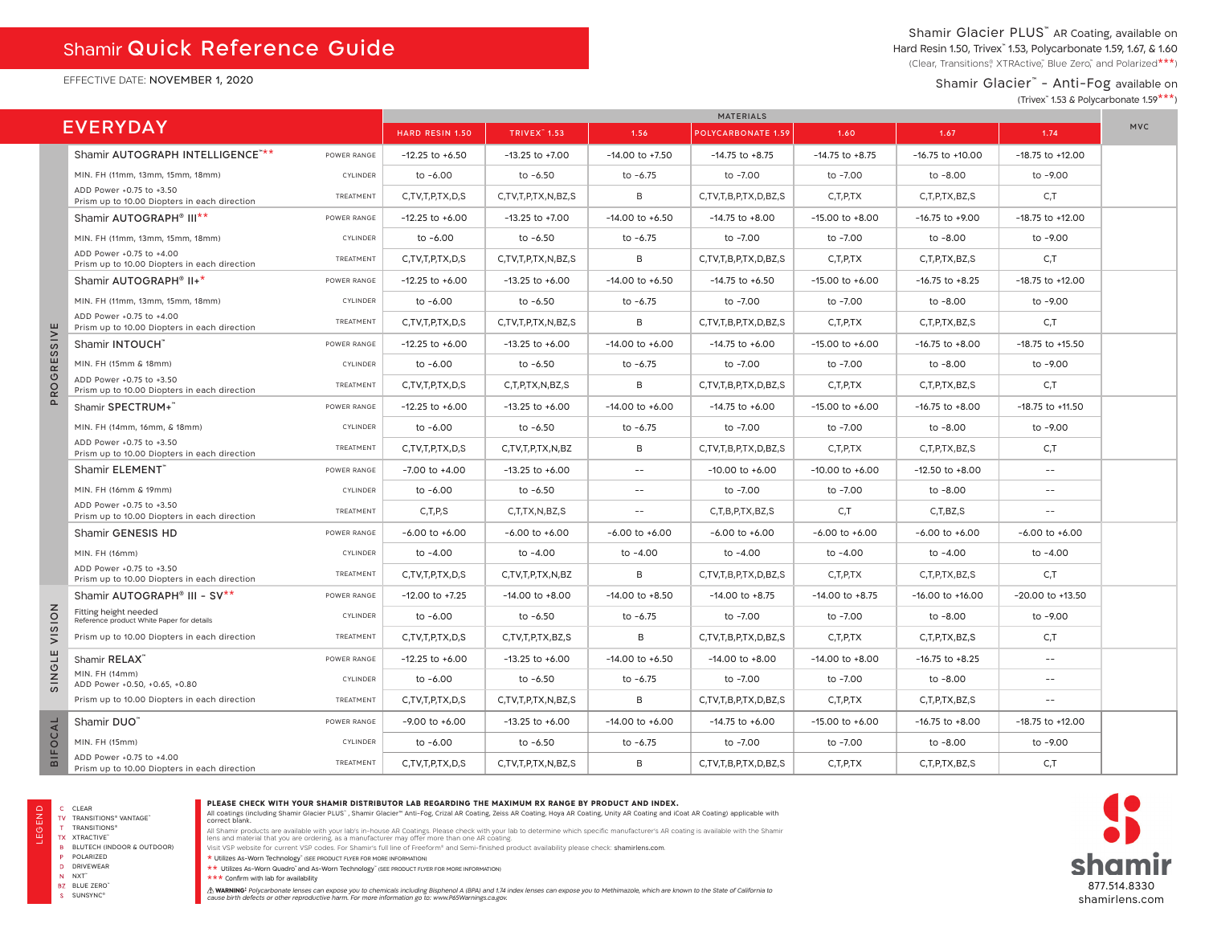# Shamir Quick Reference Guide

EFFECTIVE DATE: NOVEMBER 1, 2020

Shamir Glacier PLUS™ AR Coating, available on Hard Resin 1.50, Trivex™ 1.53, Polycarbonate 1.59, 1.67, & 1.60 (Clear, Transitions®, XTRActive®, Blue Zero®, and Polarized***)

Shamir Glacier™ - Anti-Fog available on (Trivex™ 1.53 & Polycarbonate 1.59***)

## EVERYDAY

| Category | Product | | HARD RESIN 1.50 | TRIVEX™ 1.53 | 1.56 | POLYCARBONATE 1.59 | 1.60 | 1.67 | 1.74 | MVC |
|---|---|---|---|---|---|---|---|---|---|---|
| PROGRESSIVE | Shamir AUTOGRAPH INTELLIGENCE™** | POWER RANGE | -12.25 to +6.50 | -13.25 to +7.00 | -14.00 to +7.50 | -14.75 to +8.75 | -14.75 to +8.75 | -16.75 to +10.00 | -18.75 to +12.00 | |
| | MIN. FH (11mm, 13mm, 15mm, 18mm) | CYLINDER | to -6.00 | to -6.50 | to -6.75 | to -7.00 | to -7.00 | to -8.00 | to -9.00 | |
| | ADD Power +0.75 to +3.50 Prism up to 10.00 Diopters in each direction | TREATMENT | C,TV,T,P,TX,D,S | C,TV,T,P,TX,N,BZ,S | B | C,TV,T,B,P,TX,D,BZ,S | C,T,P,TX | C,T,P,TX,BZ,S | C,T | |
| | Shamir AUTOGRAPH® III** | POWER RANGE | -12.25 to +6.00 | -13.25 to +7.00 | -14.00 to +6.50 | -14.75 to +8.00 | -15.00 to +8.00 | -16.75 to +9.00 | -18.75 to +12.00 | |
| | MIN. FH (11mm, 13mm, 15mm, 18mm) | CYLINDER | to -6.00 | to -6.50 | to -6.75 | to -7.00 | to -7.00 | to -8.00 | to -9.00 | |
| | ADD Power +0.75 to +4.00 Prism up to 10.00 Diopters in each direction | TREATMENT | C,TV,T,P,TX,D,S | C,TV,T,P,TX,N,BZ,S | B | C,TV,T,B,P,TX,D,BZ,S | C,T,P,TX | C,T,P,TX,BZ,S | C,T | |
| | Shamir AUTOGRAPH® II+* | POWER RANGE | -12.25 to +6.00 | -13.25 to +6.00 | -14.00 to +6.50 | -14.75 to +6.50 | -15.00 to +6.00 | -16.75 to +8.25 | -18.75 to +12.00 | |
| | MIN. FH (11mm, 13mm, 15mm, 18mm) | CYLINDER | to -6.00 | to -6.50 | to -6.75 | to -7.00 | to -7.00 | to -8.00 | to -9.00 | |
| | ADD Power +0.75 to +4.00 Prism up to 10.00 Diopters in each direction | TREATMENT | C,TV,T,P,TX,D,S | C,TV,T,P,TX,N,BZ,S | B | C,TV,T,B,P,TX,D,BZ,S | C,T,P,TX | C,T,P,TX,BZ,S | C,T | |
| | Shamir INTOUCH™ | POWER RANGE | -12.25 to +6.00 | -13.25 to +6.00 | -14.00 to +6.00 | -14.75 to +6.00 | -15.00 to +6.00 | -16.75 to +8.00 | -18.75 to +15.50 | |
| | MIN. FH (15mm & 18mm) | CYLINDER | to -6.00 | to -6.50 | to -6.75 | to -7.00 | to -7.00 | to -8.00 | to -9.00 | |
| | ADD Power +0.75 to +3.50 Prism up to 10.00 Diopters in each direction | TREATMENT | C,TV,T,P,TX,D,S | C,T,P,TX,N,BZ,S | B | C,TV,T,B,P,TX,D,BZ,S | C,T,P,TX | C,T,P,TX,BZ,S | C,T | |
| | Shamir SPECTRUM+™ | POWER RANGE | -12.25 to +6.00 | -13.25 to +6.00 | -14.00 to +6.00 | -14.75 to +6.00 | -15.00 to +6.00 | -16.75 to +8.00 | -18.75 to +11.50 | |
| | MIN. FH (14mm, 16mm, & 18mm) | CYLINDER | to -6.00 | to -6.50 | to -6.75 | to -7.00 | to -7.00 | to -8.00 | to -9.00 | |
| | ADD Power +0.75 to +3.50 Prism up to 10.00 Diopters in each direction | TREATMENT | C,TV,T,P,TX,D,S | C,TV,T,P,TX,N,BZ | B | C,TV,T,B,P,TX,D,BZ,S | C,T,P,TX | C,T,P,TX,BZ,S | C,T | |
| | Shamir ELEMENT™ | POWER RANGE | -7.00 to +4.00 | -13.25 to +6.00 | -- | -10.00 to +6.00 | -10.00 to +6.00 | -12.50 to +8.00 | -- | |
| | MIN. FH (16mm & 19mm) | CYLINDER | to -6.00 | to -6.50 | -- | to -7.00 | to -7.00 | to -8.00 | -- | |
| | ADD Power +0.75 to +3.50 Prism up to 10.00 Diopters in each direction | TREATMENT | C,T,P,S | C,T,TX,N,BZ,S | -- | C,T,B,P,TX,BZ,S | C,T | C,T,BZ,S | -- | |
| | Shamir GENESIS HD | POWER RANGE | -6.00 to +6.00 | -6.00 to +6.00 | -6.00 to +6.00 | -6.00 to +6.00 | -6.00 to +6.00 | -6.00 to +6.00 | -6.00 to +6.00 | |
| | MIN. FH (16mm) | CYLINDER | to -4.00 | to -4.00 | to -4.00 | to -4.00 | to -4.00 | to -4.00 | to -4.00 | |
| | ADD Power +0.75 to +3.50 Prism up to 10.00 Diopters in each direction | TREATMENT | C,TV,T,P,TX,D,S | C,TV,T,P,TX,N,BZ | B | C,TV,T,B,P,TX,D,BZ,S | C,T,P,TX | C,T,P,TX,BZ,S | C,T | |
| SINGLE VISION | Shamir AUTOGRAPH® III - SV** | POWER RANGE | -12.00 to +7.25 | -14.00 to +8.00 | -14.00 to +8.50 | -14.00 to +8.75 | -14.00 to +8.75 | -16.00 to +16.00 | -20.00 to +13.50 | |
| | Fitting height needed Reference product White Paper for details | CYLINDER | to -6.00 | to -6.50 | to -6.75 | to -7.00 | to -7.00 | to -8.00 | to -9.00 | |
| | Prism up to 10.00 Diopters in each direction | TREATMENT | C,TV,T,P,TX,D,S | C,TV,T,P,TX,BZ,S | B | C,TV,T,B,P,TX,D,BZ,S | C,T,P,TX | C,T,P,TX,BZ,S | C,T | |
| | Shamir RELAX™ | POWER RANGE | -12.25 to +6.00 | -13.25 to +6.00 | -14.00 to +6.50 | -14.00 to +8.00 | -14.00 to +8.00 | -16.75 to +8.25 | -- | |
| | MIN. FH (14mm) ADD Power +0.50, +0.65, +0.80 | CYLINDER | to -6.00 | to -6.50 | to -6.75 | to -7.00 | to -7.00 | to -8.00 | -- | |
| | Prism up to 10.00 Diopters in each direction | TREATMENT | C,TV,T,P,TX,D,S | C,TV,T,P,TX,N,BZ,S | B | C,TV,T,B,P,TX,D,BZ,S | C,T,P,TX | C,T,P,TX,BZ,S | -- | |
| BIFOCAL | Shamir DUO™ | POWER RANGE | -9.00 to +6.00 | -13.25 to +6.00 | -14.00 to +6.00 | -14.75 to +6.00 | -15.00 to +6.00 | -16.75 to +8.00 | -18.75 to +12.00 | |
| | MIN. FH (15mm) | CYLINDER | to -6.00 | to -6.50 | to -6.75 | to -7.00 | to -7.00 | to -8.00 | to -9.00 | |
| | ADD Power +0.75 to +4.00 Prism up to 10.00 Diopters in each direction | TREATMENT | C,TV,T,P,TX,D,S | C,TV,T,P,TX,N,BZ,S | B | C,TV,T,B,P,TX,D,BZ,S | C,T,P,TX | C,T,P,TX,BZ,S | C,T | |

### LEGEND

- C CLEAR
- TV TRANSITIONS® VANTAGE™
- T TRANSITIONS®
- TX XTRACTIVE™
- B BLUTECH (INDOOR & OUTDOOR)
- P POLARIZED
- D DRIVEWEAR
- N NXT™
- BZ BLUE ZERO™
- S SUNSYNC®

**PLEASE CHECK WITH YOUR SHAMIR DISTRIBUTOR LAB REGARDING THE MAXIMUM RX RANGE BY PRODUCT AND INDEX.**

All coatings (including Shamir Glacier PLUS™, Shamir Glacier™ Anti-Fog, Crizal AR Coating, Zeiss AR Coating, Hoya AR Coating, Unity AR Coating and iCoat AR Coating) applicable with correct blank.

All Shamir products are available with your lab's in-house AR Coatings. Please check with your lab to determine which specific manufacturer's AR coating is available with the Shamir lens and material that you are ordering, as a manufacturer may offer more than one AR coating.

Visit VSP website for current VSP codes. For Shamir's full line of Freeform® and Semi-finished product availability please check: shamirlens.com.

\* Utilizes As-Worn Technology™ (SEE PRODUCT FLYER FOR MORE INFORMATION)

\*\* Utilizes As-Worn Quadro™ and As-Worn Technology™ (SEE PRODUCT FLYER FOR MORE INFORMATION)

\*\*\* Confirm with lab for availability

⚠ **WARNING:** *Polycarbonate lenses can expose you to chemicals including Bisphenol A (BPA) and 1.74 index lenses can expose you to Methimazole, which are known to the State of California to cause birth defects or other reproductive harm. For more information go to: www.P65Warnings.ca.gov.*

shamir
877.514.8330
shamirlens.com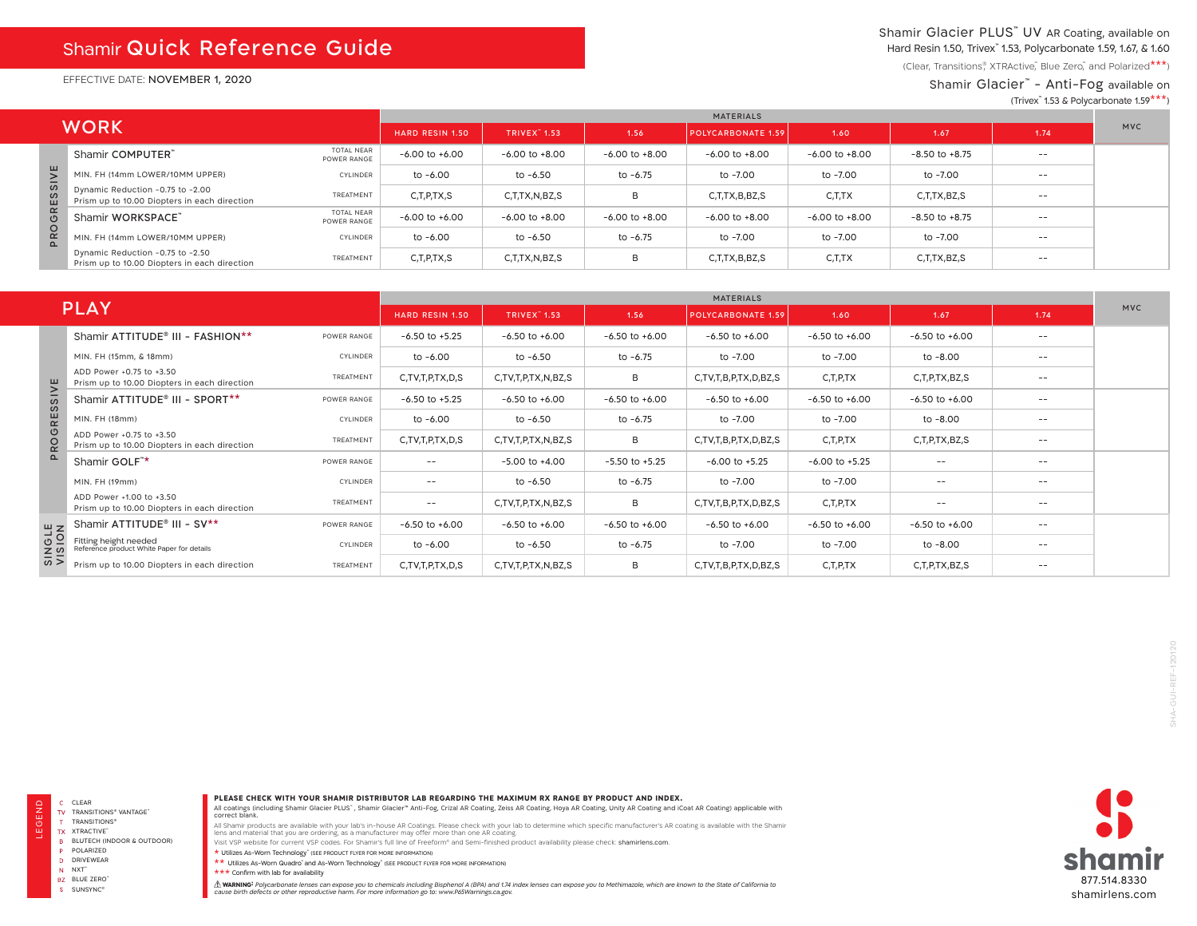# Shamir Quick Reference Guide

EFFECTIVE DATE: NOVEMBER 1, 2020

Shamir Glacier PLUS™ UV AR Coating, available on Hard Resin 1.50, Trivex™ 1.53, Polycarbonate 1.59, 1.67, & 1.60
(Clear, Transitions®, XTRActive®, Blue Zero®, and Polarized***)

Shamir Glacier™ - Anti-Fog available on
(Trivex™ 1.53 & Polycarbonate 1.59***)

## WORK

| | | | MATERIALS | | | | | | | MVC |
|---|---|---|---|---|---|---|---|---|---|---|
| | | | HARD RESIN 1.50 | TRIVEX™ 1.53 | 1.56 | POLYCARBONATE 1.59 | 1.60 | 1.67 | 1.74 | |
| PROGRESSIVE | Shamir COMPUTER™ | TOTAL NEAR POWER RANGE | -6.00 to +6.00 | -6.00 to +8.00 | -6.00 to +8.00 | -6.00 to +8.00 | -6.00 to +8.00 | -8.50 to +8.75 | -- | |
| | MIN. FH (14mm LOWER/10MM UPPER) | CYLINDER | to -6.00 | to -6.50 | to -6.75 | to -7.00 | to -7.00 | to -7.00 | -- | |
| | Dynamic Reduction -0.75 to -2.00<br>Prism up to 10.00 Diopters in each direction | TREATMENT | C,T,P,TX,S | C,T,TX,N,BZ,S | B | C,T,TX,B,BZ,S | C,T,TX | C,T,TX,BZ,S | -- | |
| | Shamir WORKSPACE™ | TOTAL NEAR POWER RANGE | -6.00 to +6.00 | -6.00 to +8.00 | -6.00 to +8.00 | -6.00 to +8.00 | -6.00 to +8.00 | -8.50 to +8.75 | -- | |
| | MIN. FH (14mm LOWER/10MM UPPER) | CYLINDER | to -6.00 | to -6.50 | to -6.75 | to -7.00 | to -7.00 | to -7.00 | -- | |
| | Dynamic Reduction -0.75 to -2.50<br>Prism up to 10.00 Diopters in each direction | TREATMENT | C,T,P,TX,S | C,T,TX,N,BZ,S | B | C,T,TX,B,BZ,S | C,T,TX | C,T,TX,BZ,S | -- | |

## PLAY

| | | | MATERIALS | | | | | | | MVC |
|---|---|---|---|---|---|---|---|---|---|---|
| | | | HARD RESIN 1.50 | TRIVEX™ 1.53 | 1.56 | POLYCARBONATE 1.59 | 1.60 | 1.67 | 1.74 | |
| PROGRESSIVE | Shamir ATTITUDE® III - FASHION** | POWER RANGE | -6.50 to +5.25 | -6.50 to +6.00 | -6.50 to +6.00 | -6.50 to +6.00 | -6.50 to +6.00 | -6.50 to +6.00 | -- | |
| | MIN. FH (15mm, & 18mm) | CYLINDER | to -6.00 | to -6.50 | to -6.75 | to -7.00 | to -7.00 | to -8.00 | -- | |
| | ADD Power +0.75 to +3.50<br>Prism up to 10.00 Diopters in each direction | TREATMENT | C,TV,T,P,TX,D,S | C,TV,T,P,TX,N,BZ,S | B | C,TV,T,B,P,TX,D,BZ,S | C,T,P,TX | C,T,P,TX,BZ,S | -- | |
| | Shamir ATTITUDE® III - SPORT** | POWER RANGE | -6.50 to +5.25 | -6.50 to +6.00 | -6.50 to +6.00 | -6.50 to +6.00 | -6.50 to +6.00 | -6.50 to +6.00 | -- | |
| | MIN. FH (18mm) | CYLINDER | to -6.00 | to -6.50 | to -6.75 | to -7.00 | to -7.00 | to -8.00 | -- | |
| | ADD Power +0.75 to +3.50<br>Prism up to 10.00 Diopters in each direction | TREATMENT | C,TV,T,P,TX,D,S | C,TV,T,P,TX,N,BZ,S | B | C,TV,T,B,P,TX,D,BZ,S | C,T,P,TX | C,T,P,TX,BZ,S | -- | |
| | Shamir GOLF™* | POWER RANGE | -- | -5.00 to +4.00 | -5.50 to +5.25 | -6.00 to +5.25 | -6.00 to +5.25 | -- | -- | |
| | MIN. FH (19mm) | CYLINDER | -- | to -6.50 | to -6.75 | to -7.00 | to -7.00 | -- | -- | |
| | ADD Power +1.00 to +3.50<br>Prism up to 10.00 Diopters in each direction | TREATMENT | -- | C,TV,T,P,TX,N,BZ,S | B | C,TV,T,B,P,TX,D,BZ,S | C,T,P,TX | -- | -- | |
| SINGLE VISION | Shamir ATTITUDE® III - SV** | POWER RANGE | -6.50 to +6.00 | -6.50 to +6.00 | -6.50 to +6.00 | -6.50 to +6.00 | -6.50 to +6.00 | -6.50 to +6.00 | -- | |
| | Fitting height needed<br>Reference product White Paper for details | CYLINDER | to -6.00 | to -6.50 | to -6.75 | to -7.00 | to -7.00 | to -8.00 | -- | |
| | Prism up to 10.00 Diopters in each direction | TREATMENT | C,TV,T,P,TX,D,S | C,TV,T,P,TX,N,BZ,S | B | C,TV,T,B,P,TX,D,BZ,S | C,T,P,TX | C,T,P,TX,BZ,S | -- | |

**LEGEND**

- C CLEAR
- TV TRANSITIONS® VANTAGE™
- T TRANSITIONS®
- TX XTRACTIVE™
- B BLUTECH (INDOOR & OUTDOOR)
- P POLARIZED
- D DRIVEWEAR
- N NXT™
- BZ BLUE ZERO™
- S SUNSYNC®

**PLEASE CHECK WITH YOUR SHAMIR DISTRIBUTOR LAB REGARDING THE MAXIMUM RX RANGE BY PRODUCT AND INDEX.**

All coatings (including Shamir Glacier PLUS™, Shamir Glacier™ Anti-Fog, Crizal AR Coating, Zeiss AR Coating, Hoya AR Coating, Unity AR Coating and iCoat AR Coating) applicable with correct blank.

All Shamir products are available with your lab's in-house AR Coatings. Please check with your lab to determine which specific manufacturer's AR coating is available with the Shamir lens and material that you are ordering, as a manufacturer may offer more than one AR coating.

Visit VSP website for current VSP codes. For Shamir's full line of Freeform® and Semi-finished product availability please check: shamirlens.com.

\* Utilizes As-Worn Technology™ (SEE PRODUCT FLYER FOR MORE INFORMATION)

\*\* Utilizes As-Worn Quadro™ and As-Worn Technology™ (SEE PRODUCT FLYER FOR MORE INFORMATION)

\*\*\* Confirm with lab for availability

⚠ **WARNING:** *Polycarbonate lenses can expose you to chemicals including Bisphenol A (BPA) and 1.74 index lenses can expose you to Methimazole, which are known to the State of California to cause birth defects or other reproductive harm. For more information go to: www.P65Warnings.ca.gov.*

shamir
877.514.8330
shamirlens.com

SHA-GUI-REF-120120